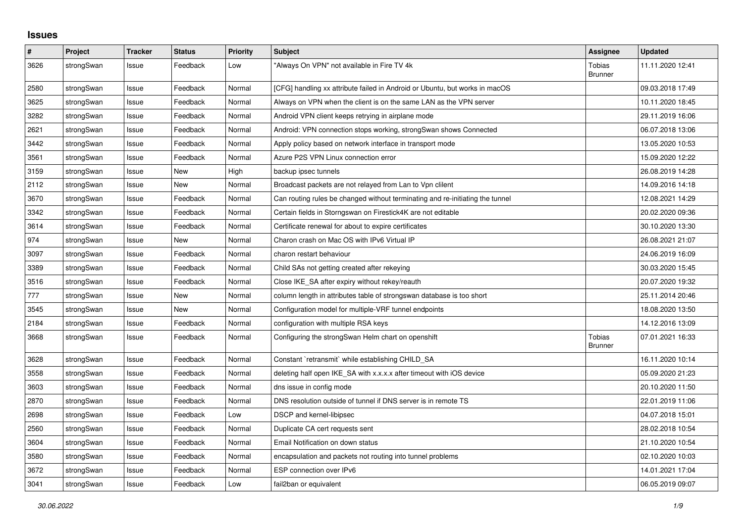## Issues

| # | Project | Tracker | Status | Priority | Subject | Assignee | Updated |
|---|---|---|---|---|---|---|---|
| 3626 | strongSwan | Issue | Feedback | Low | "Always On VPN" not available in Fire TV 4k | Tobias Brunner | 11.11.2020 12:41 |
| 2580 | strongSwan | Issue | Feedback | Normal | [CFG] handling xx attribute failed in Android or Ubuntu, but works in macOS | | 09.03.2018 17:49 |
| 3625 | strongSwan | Issue | Feedback | Normal | Always on VPN when the client is on the same LAN as the VPN server | | 10.11.2020 18:45 |
| 3282 | strongSwan | Issue | Feedback | Normal | Android VPN client keeps retrying in airplane mode | | 29.11.2019 16:06 |
| 2621 | strongSwan | Issue | Feedback | Normal | Android: VPN connection stops working, strongSwan shows Connected | | 06.07.2018 13:06 |
| 3442 | strongSwan | Issue | Feedback | Normal | Apply policy based on network interface in transport mode | | 13.05.2020 10:53 |
| 3561 | strongSwan | Issue | Feedback | Normal | Azure P2S VPN Linux connection error | | 15.09.2020 12:22 |
| 3159 | strongSwan | Issue | New | High | backup ipsec tunnels | | 26.08.2019 14:28 |
| 2112 | strongSwan | Issue | New | Normal | Broadcast packets are not relayed from Lan to Vpn clilent | | 14.09.2016 14:18 |
| 3670 | strongSwan | Issue | Feedback | Normal | Can routing rules be changed without terminating and re-initiating the tunnel | | 12.08.2021 14:29 |
| 3342 | strongSwan | Issue | Feedback | Normal | Certain fields in Storngswan on Firestick4K are not editable | | 20.02.2020 09:36 |
| 3614 | strongSwan | Issue | Feedback | Normal | Certificate renewal for about to expire certificates | | 30.10.2020 13:30 |
| 974 | strongSwan | Issue | New | Normal | Charon crash on Mac OS with IPv6 Virtual IP | | 26.08.2021 21:07 |
| 3097 | strongSwan | Issue | Feedback | Normal | charon restart behaviour | | 24.06.2019 16:09 |
| 3389 | strongSwan | Issue | Feedback | Normal | Child SAs not getting created after rekeying | | 30.03.2020 15:45 |
| 3516 | strongSwan | Issue | Feedback | Normal | Close IKE_SA after expiry without rekey/reauth | | 20.07.2020 19:32 |
| 777 | strongSwan | Issue | New | Normal | column length in attributes table of strongswan database is too short | | 25.11.2014 20:46 |
| 3545 | strongSwan | Issue | New | Normal | Configuration model for multiple-VRF tunnel endpoints | | 18.08.2020 13:50 |
| 2184 | strongSwan | Issue | Feedback | Normal | configuration with multiple RSA keys | | 14.12.2016 13:09 |
| 3668 | strongSwan | Issue | Feedback | Normal | Configuring the strongSwan Helm chart on openshift | Tobias Brunner | 07.01.2021 16:33 |
| 3628 | strongSwan | Issue | Feedback | Normal | Constant `retransmit` while establishing CHILD_SA | | 16.11.2020 10:14 |
| 3558 | strongSwan | Issue | Feedback | Normal | deleting half open IKE_SA with x.x.x.x after timeout with iOS device | | 05.09.2020 21:23 |
| 3603 | strongSwan | Issue | Feedback | Normal | dns issue in config mode | | 20.10.2020 11:50 |
| 2870 | strongSwan | Issue | Feedback | Normal | DNS resolution outside of tunnel if DNS server is in remote TS | | 22.01.2019 11:06 |
| 2698 | strongSwan | Issue | Feedback | Low | DSCP and kernel-libipsec | | 04.07.2018 15:01 |
| 2560 | strongSwan | Issue | Feedback | Normal | Duplicate CA cert requests sent | | 28.02.2018 10:54 |
| 3604 | strongSwan | Issue | Feedback | Normal | Email Notification on down status | | 21.10.2020 10:54 |
| 3580 | strongSwan | Issue | Feedback | Normal | encapsulation and packets not routing into tunnel problems | | 02.10.2020 10:03 |
| 3672 | strongSwan | Issue | Feedback | Normal | ESP connection over IPv6 | | 14.01.2021 17:04 |
| 3041 | strongSwan | Issue | Feedback | Low | fail2ban or equivalent | | 06.05.2019 09:07 |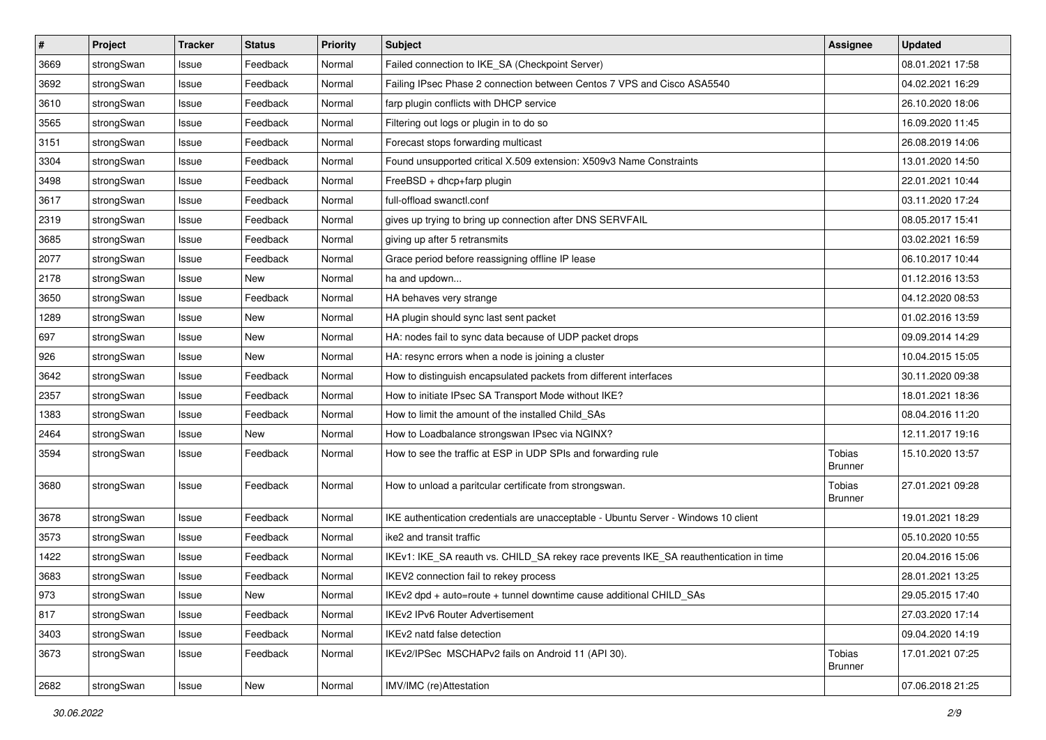| # | Project | Tracker | Status | Priority | Subject | Assignee | Updated |
|---|---|---|---|---|---|---|---|
| 3669 | strongSwan | Issue | Feedback | Normal | Failed connection to IKE_SA (Checkpoint Server) | | 08.01.2021 17:58 |
| 3692 | strongSwan | Issue | Feedback | Normal | Failing IPsec Phase 2 connection between Centos 7 VPS and Cisco ASA5540 | | 04.02.2021 16:29 |
| 3610 | strongSwan | Issue | Feedback | Normal | farp plugin conflicts with DHCP service | | 26.10.2020 18:06 |
| 3565 | strongSwan | Issue | Feedback | Normal | Filtering out logs or plugin in to do so | | 16.09.2020 11:45 |
| 3151 | strongSwan | Issue | Feedback | Normal | Forecast stops forwarding multicast | | 26.08.2019 14:06 |
| 3304 | strongSwan | Issue | Feedback | Normal | Found unsupported critical X.509 extension: X509v3 Name Constraints | | 13.01.2020 14:50 |
| 3498 | strongSwan | Issue | Feedback | Normal | FreeBSD + dhcp+farp plugin | | 22.01.2021 10:44 |
| 3617 | strongSwan | Issue | Feedback | Normal | full-offload swanctl.conf | | 03.11.2020 17:24 |
| 2319 | strongSwan | Issue | Feedback | Normal | gives up trying to bring up connection after DNS SERVFAIL | | 08.05.2017 15:41 |
| 3685 | strongSwan | Issue | Feedback | Normal | giving up after 5 retransmits | | 03.02.2021 16:59 |
| 2077 | strongSwan | Issue | Feedback | Normal | Grace period before reassigning offline IP lease | | 06.10.2017 10:44 |
| 2178 | strongSwan | Issue | New | Normal | ha and updown... | | 01.12.2016 13:53 |
| 3650 | strongSwan | Issue | Feedback | Normal | HA behaves very strange | | 04.12.2020 08:53 |
| 1289 | strongSwan | Issue | New | Normal | HA plugin should sync last sent packet | | 01.02.2016 13:59 |
| 697 | strongSwan | Issue | New | Normal | HA: nodes fail to sync data because of UDP packet drops | | 09.09.2014 14:29 |
| 926 | strongSwan | Issue | New | Normal | HA: resync errors when a node is joining a cluster | | 10.04.2015 15:05 |
| 3642 | strongSwan | Issue | Feedback | Normal | How to distinguish encapsulated packets from different interfaces | | 30.11.2020 09:38 |
| 2357 | strongSwan | Issue | Feedback | Normal | How to initiate IPsec SA Transport Mode without IKE? | | 18.01.2021 18:36 |
| 1383 | strongSwan | Issue | Feedback | Normal | How to limit the amount of the installed Child_SAs | | 08.04.2016 11:20 |
| 2464 | strongSwan | Issue | New | Normal | How to Loadbalance strongswan IPsec via NGINX? | | 12.11.2017 19:16 |
| 3594 | strongSwan | Issue | Feedback | Normal | How to see the traffic at ESP in UDP SPIs and forwarding rule | Tobias Brunner | 15.10.2020 13:57 |
| 3680 | strongSwan | Issue | Feedback | Normal | How to unload a paritcular certificate from strongswan. | Tobias Brunner | 27.01.2021 09:28 |
| 3678 | strongSwan | Issue | Feedback | Normal | IKE authentication credentials are unacceptable - Ubuntu Server - Windows 10 client | | 19.01.2021 18:29 |
| 3573 | strongSwan | Issue | Feedback | Normal | ike2 and transit traffic | | 05.10.2020 10:55 |
| 1422 | strongSwan | Issue | Feedback | Normal | IKEv1: IKE_SA reauth vs. CHILD_SA rekey race prevents IKE_SA reauthentication in time | | 20.04.2016 15:06 |
| 3683 | strongSwan | Issue | Feedback | Normal | IKEV2 connection fail to rekey process | | 28.01.2021 13:25 |
| 973 | strongSwan | Issue | New | Normal | IKEv2 dpd + auto=route + tunnel downtime cause additional CHILD_SAs | | 29.05.2015 17:40 |
| 817 | strongSwan | Issue | Feedback | Normal | IKEv2 IPv6 Router Advertisement | | 27.03.2020 17:14 |
| 3403 | strongSwan | Issue | Feedback | Normal | IKEv2 natd false detection | | 09.04.2020 14:19 |
| 3673 | strongSwan | Issue | Feedback | Normal | IKEv2/IPSec MSCHAPv2 fails on Android 11 (API 30). | Tobias Brunner | 17.01.2021 07:25 |
| 2682 | strongSwan | Issue | New | Normal | IMV/IMC (re)Attestation | | 07.06.2018 21:25 |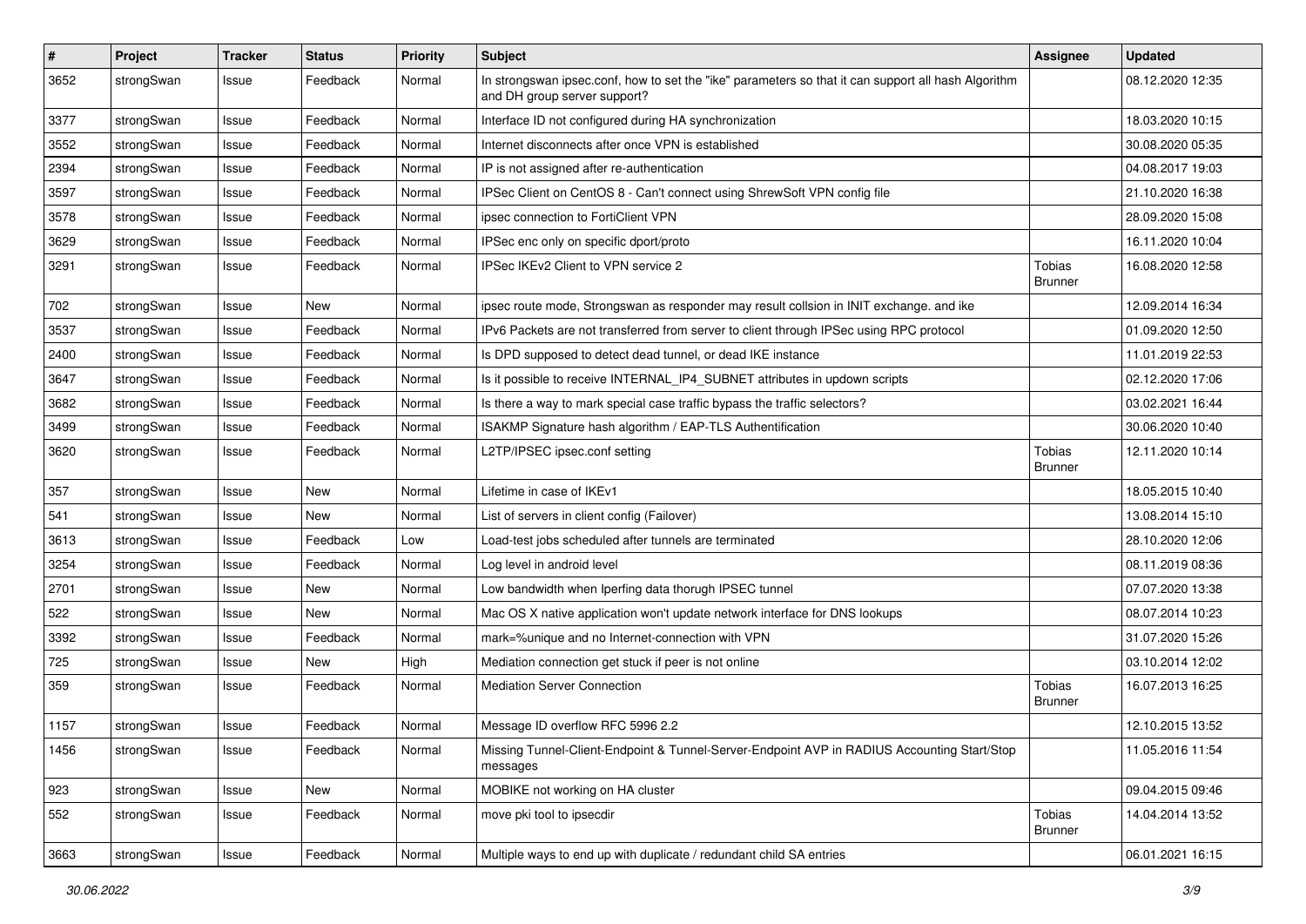| # | Project | Tracker | Status | Priority | Subject | Assignee | Updated |
|---|---|---|---|---|---|---|---|
| 3652 | strongSwan | Issue | Feedback | Normal | In strongswan ipsec.conf, how to set the "ike" parameters so that it can support all hash Algorithm and DH group server support? | | 08.12.2020 12:35 |
| 3377 | strongSwan | Issue | Feedback | Normal | Interface ID not configured during HA synchronization | | 18.03.2020 10:15 |
| 3552 | strongSwan | Issue | Feedback | Normal | Internet disconnects after once VPN is established | | 30.08.2020 05:35 |
| 2394 | strongSwan | Issue | Feedback | Normal | IP is not assigned after re-authentication | | 04.08.2017 19:03 |
| 3597 | strongSwan | Issue | Feedback | Normal | IPSec Client on CentOS 8 - Can't connect using ShrewSoft VPN config file | | 21.10.2020 16:38 |
| 3578 | strongSwan | Issue | Feedback | Normal | ipsec connection to FortiClient VPN | | 28.09.2020 15:08 |
| 3629 | strongSwan | Issue | Feedback | Normal | IPSec enc only on specific dport/proto | | 16.11.2020 10:04 |
| 3291 | strongSwan | Issue | Feedback | Normal | IPSec IKEv2 Client to VPN service 2 | Tobias Brunner | 16.08.2020 12:58 |
| 702 | strongSwan | Issue | New | Normal | ipsec route mode, Strongswan as responder may result collsion in INIT exchange. and ike | | 12.09.2014 16:34 |
| 3537 | strongSwan | Issue | Feedback | Normal | IPv6 Packets are not transferred from server to client through IPSec using RPC protocol | | 01.09.2020 12:50 |
| 2400 | strongSwan | Issue | Feedback | Normal | Is DPD supposed to detect dead tunnel, or dead IKE instance | | 11.01.2019 22:53 |
| 3647 | strongSwan | Issue | Feedback | Normal | Is it possible to receive INTERNAL_IP4_SUBNET attributes in updown scripts | | 02.12.2020 17:06 |
| 3682 | strongSwan | Issue | Feedback | Normal | Is there a way to mark special case traffic bypass the traffic selectors? | | 03.02.2021 16:44 |
| 3499 | strongSwan | Issue | Feedback | Normal | ISAKMP Signature hash algorithm / EAP-TLS Authentification | | 30.06.2020 10:40 |
| 3620 | strongSwan | Issue | Feedback | Normal | L2TP/IPSEC ipsec.conf setting | Tobias Brunner | 12.11.2020 10:14 |
| 357 | strongSwan | Issue | New | Normal | Lifetime in case of IKEv1 | | 18.05.2015 10:40 |
| 541 | strongSwan | Issue | New | Normal | List of servers in client config (Failover) | | 13.08.2014 15:10 |
| 3613 | strongSwan | Issue | Feedback | Low | Load-test jobs scheduled after tunnels are terminated | | 28.10.2020 12:06 |
| 3254 | strongSwan | Issue | Feedback | Normal | Log level in android level | | 08.11.2019 08:36 |
| 2701 | strongSwan | Issue | New | Normal | Low bandwidth when Iperfing data thorugh IPSEC tunnel | | 07.07.2020 13:38 |
| 522 | strongSwan | Issue | New | Normal | Mac OS X native application won't update network interface for DNS lookups | | 08.07.2014 10:23 |
| 3392 | strongSwan | Issue | Feedback | Normal | mark=%unique and no Internet-connection with VPN | | 31.07.2020 15:26 |
| 725 | strongSwan | Issue | New | High | Mediation connection get stuck if peer is not online | | 03.10.2014 12:02 |
| 359 | strongSwan | Issue | Feedback | Normal | Mediation Server Connection | Tobias Brunner | 16.07.2013 16:25 |
| 1157 | strongSwan | Issue | Feedback | Normal | Message ID overflow RFC 5996 2.2 | | 12.10.2015 13:52 |
| 1456 | strongSwan | Issue | Feedback | Normal | Missing Tunnel-Client-Endpoint & Tunnel-Server-Endpoint AVP in RADIUS Accounting Start/Stop messages | | 11.05.2016 11:54 |
| 923 | strongSwan | Issue | New | Normal | MOBIKE not working on HA cluster | | 09.04.2015 09:46 |
| 552 | strongSwan | Issue | Feedback | Normal | move pki tool to ipsecdir | Tobias Brunner | 14.04.2014 13:52 |
| 3663 | strongSwan | Issue | Feedback | Normal | Multiple ways to end up with duplicate / redundant child SA entries | | 06.01.2021 16:15 |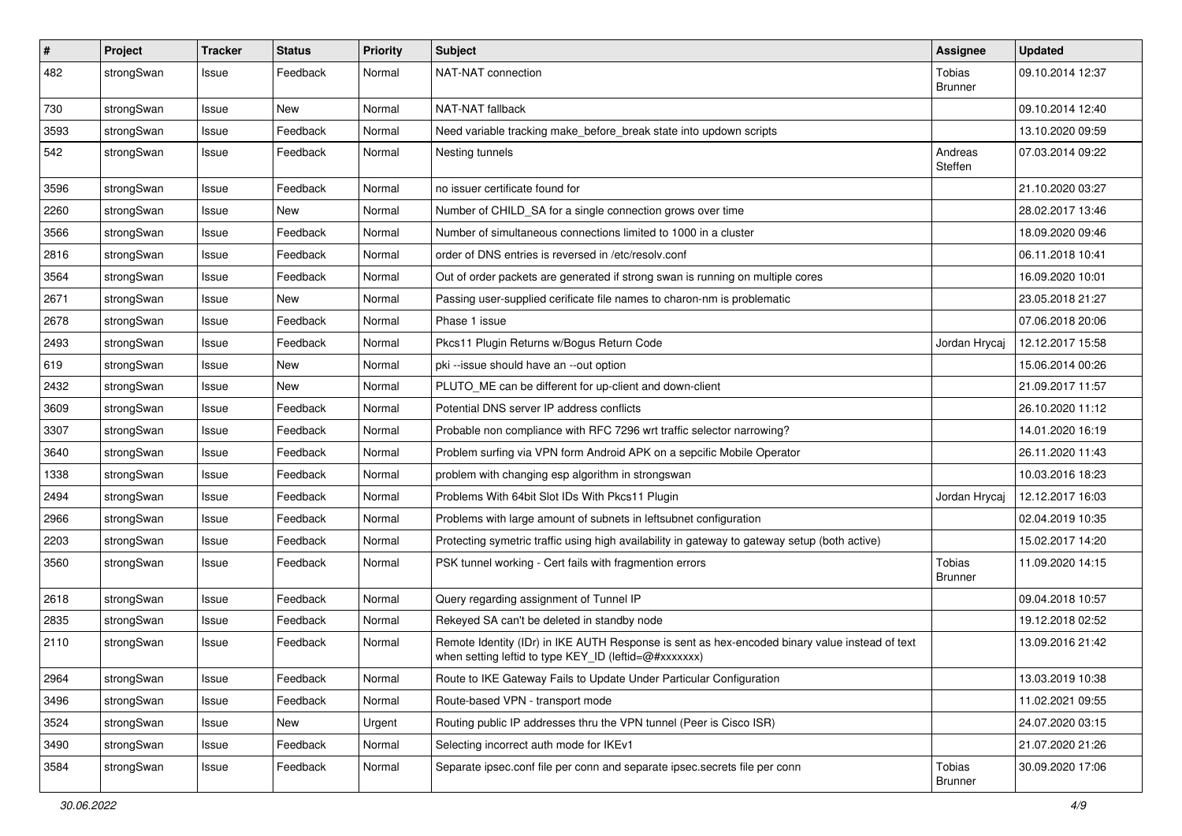| # | Project | Tracker | Status | Priority | Subject | Assignee | Updated |
|---|---|---|---|---|---|---|---|
| 482 | strongSwan | Issue | Feedback | Normal | NAT-NAT connection | Tobias Brunner | 09.10.2014 12:37 |
| 730 | strongSwan | Issue | New | Normal | NAT-NAT fallback | | 09.10.2014 12:40 |
| 3593 | strongSwan | Issue | Feedback | Normal | Need variable tracking make_before_break state into updown scripts | | 13.10.2020 09:59 |
| 542 | strongSwan | Issue | Feedback | Normal | Nesting tunnels | Andreas Steffen | 07.03.2014 09:22 |
| 3596 | strongSwan | Issue | Feedback | Normal | no issuer certificate found for | | 21.10.2020 03:27 |
| 2260 | strongSwan | Issue | New | Normal | Number of CHILD_SA for a single connection grows over time | | 28.02.2017 13:46 |
| 3566 | strongSwan | Issue | Feedback | Normal | Number of simultaneous connections limited to 1000 in a cluster | | 18.09.2020 09:46 |
| 2816 | strongSwan | Issue | Feedback | Normal | order of DNS entries is reversed in /etc/resolv.conf | | 06.11.2018 10:41 |
| 3564 | strongSwan | Issue | Feedback | Normal | Out of order packets are generated if strong swan is running on multiple cores | | 16.09.2020 10:01 |
| 2671 | strongSwan | Issue | New | Normal | Passing user-supplied cerificate file names to charon-nm is problematic | | 23.05.2018 21:27 |
| 2678 | strongSwan | Issue | Feedback | Normal | Phase 1 issue | | 07.06.2018 20:06 |
| 2493 | strongSwan | Issue | Feedback | Normal | Pkcs11 Plugin Returns w/Bogus Return Code | Jordan Hrycaj | 12.12.2017 15:58 |
| 619 | strongSwan | Issue | New | Normal | pki --issue should have an --out option | | 15.06.2014 00:26 |
| 2432 | strongSwan | Issue | New | Normal | PLUTO_ME can be different for up-client and down-client | | 21.09.2017 11:57 |
| 3609 | strongSwan | Issue | Feedback | Normal | Potential DNS server IP address conflicts | | 26.10.2020 11:12 |
| 3307 | strongSwan | Issue | Feedback | Normal | Probable non compliance with RFC 7296 wrt traffic selector narrowing? | | 14.01.2020 16:19 |
| 3640 | strongSwan | Issue | Feedback | Normal | Problem surfing via VPN form Android APK on a sepcific Mobile Operator | | 26.11.2020 11:43 |
| 1338 | strongSwan | Issue | Feedback | Normal | problem with changing esp algorithm in strongswan | | 10.03.2016 18:23 |
| 2494 | strongSwan | Issue | Feedback | Normal | Problems With 64bit Slot IDs With Pkcs11 Plugin | Jordan Hrycaj | 12.12.2017 16:03 |
| 2966 | strongSwan | Issue | Feedback | Normal | Problems with large amount of subnets in leftsubnet configuration | | 02.04.2019 10:35 |
| 2203 | strongSwan | Issue | Feedback | Normal | Protecting symetric traffic using high availability in gateway to gateway setup (both active) | | 15.02.2017 14:20 |
| 3560 | strongSwan | Issue | Feedback | Normal | PSK tunnel working - Cert fails with fragmention errors | Tobias Brunner | 11.09.2020 14:15 |
| 2618 | strongSwan | Issue | Feedback | Normal | Query regarding assignment of Tunnel IP | | 09.04.2018 10:57 |
| 2835 | strongSwan | Issue | Feedback | Normal | Rekeyed SA can't be deleted in standby node | | 19.12.2018 02:52 |
| 2110 | strongSwan | Issue | Feedback | Normal | Remote Identity (IDr) in IKE AUTH Response is sent as hex-encoded binary value instead of text when setting leftid to type KEY_ID (leftid=@#xxxxxxx) | | 13.09.2016 21:42 |
| 2964 | strongSwan | Issue | Feedback | Normal | Route to IKE Gateway Fails to Update Under Particular Configuration | | 13.03.2019 10:38 |
| 3496 | strongSwan | Issue | Feedback | Normal | Route-based VPN - transport mode | | 11.02.2021 09:55 |
| 3524 | strongSwan | Issue | New | Urgent | Routing public IP addresses thru the VPN tunnel (Peer is Cisco ISR) | | 24.07.2020 03:15 |
| 3490 | strongSwan | Issue | Feedback | Normal | Selecting incorrect auth mode for IKEv1 | | 21.07.2020 21:26 |
| 3584 | strongSwan | Issue | Feedback | Normal | Separate ipsec.conf file per conn and separate ipsec.secrets file per conn | Tobias Brunner | 30.09.2020 17:06 |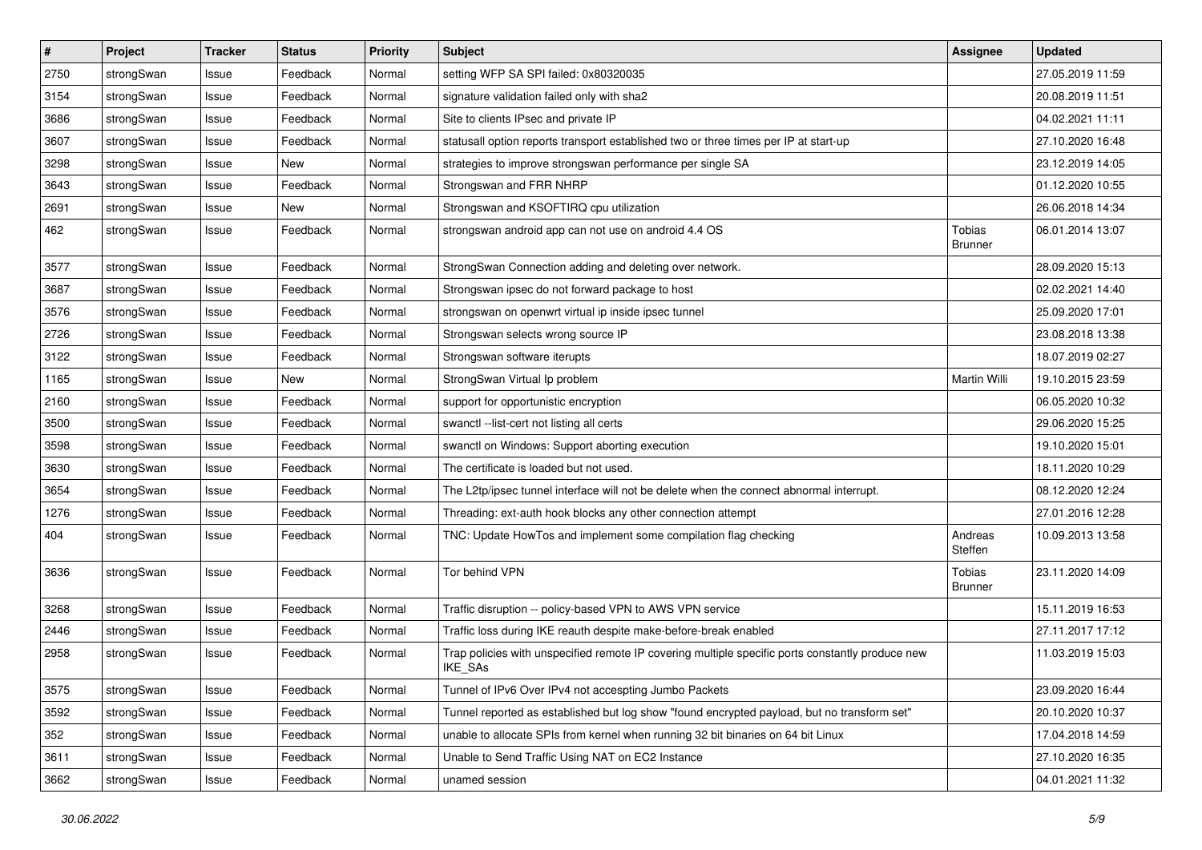| # | Project | Tracker | Status | Priority | Subject | Assignee | Updated |
| --- | --- | --- | --- | --- | --- | --- | --- |
| 2750 | strongSwan | Issue | Feedback | Normal | setting WFP SA SPI failed: 0x80320035 | | 27.05.2019 11:59 |
| 3154 | strongSwan | Issue | Feedback | Normal | signature validation failed only with sha2 | | 20.08.2019 11:51 |
| 3686 | strongSwan | Issue | Feedback | Normal | Site to clients IPsec and private IP | | 04.02.2021 11:11 |
| 3607 | strongSwan | Issue | Feedback | Normal | statusall option reports transport established two or three times per IP at start-up | | 27.10.2020 16:48 |
| 3298 | strongSwan | Issue | New | Normal | strategies to improve strongswan performance per single SA | | 23.12.2019 14:05 |
| 3643 | strongSwan | Issue | Feedback | Normal | Strongswan and FRR NHRP | | 01.12.2020 10:55 |
| 2691 | strongSwan | Issue | New | Normal | Strongswan and KSOFTIRQ cpu utilization | | 26.06.2018 14:34 |
| 462 | strongSwan | Issue | Feedback | Normal | strongswan android app can not use on android 4.4 OS | Tobias Brunner | 06.01.2014 13:07 |
| 3577 | strongSwan | Issue | Feedback | Normal | StrongSwan Connection adding and deleting over network. | | 28.09.2020 15:13 |
| 3687 | strongSwan | Issue | Feedback | Normal | Strongswan ipsec do not forward package to host | | 02.02.2021 14:40 |
| 3576 | strongSwan | Issue | Feedback | Normal | strongswan on openwrt virtual ip inside ipsec tunnel | | 25.09.2020 17:01 |
| 2726 | strongSwan | Issue | Feedback | Normal | Strongswan selects wrong source IP | | 23.08.2018 13:38 |
| 3122 | strongSwan | Issue | Feedback | Normal | Strongswan software iterupts | | 18.07.2019 02:27 |
| 1165 | strongSwan | Issue | New | Normal | StrongSwan Virtual Ip problem | Martin Willi | 19.10.2015 23:59 |
| 2160 | strongSwan | Issue | Feedback | Normal | support for opportunistic encryption | | 06.05.2020 10:32 |
| 3500 | strongSwan | Issue | Feedback | Normal | swanctl --list-cert not listing all certs | | 29.06.2020 15:25 |
| 3598 | strongSwan | Issue | Feedback | Normal | swanctl on Windows: Support aborting execution | | 19.10.2020 15:01 |
| 3630 | strongSwan | Issue | Feedback | Normal | The certificate is loaded but not used. | | 18.11.2020 10:29 |
| 3654 | strongSwan | Issue | Feedback | Normal | The L2tp/ipsec tunnel interface will not be delete when the connect abnormal interrupt. | | 08.12.2020 12:24 |
| 1276 | strongSwan | Issue | Feedback | Normal | Threading: ext-auth hook blocks any other connection attempt | | 27.01.2016 12:28 |
| 404 | strongSwan | Issue | Feedback | Normal | TNC: Update HowTos and implement some compilation flag checking | Andreas Steffen | 10.09.2013 13:58 |
| 3636 | strongSwan | Issue | Feedback | Normal | Tor behind VPN | Tobias Brunner | 23.11.2020 14:09 |
| 3268 | strongSwan | Issue | Feedback | Normal | Traffic disruption -- policy-based VPN to AWS VPN service | | 15.11.2019 16:53 |
| 2446 | strongSwan | Issue | Feedback | Normal | Traffic loss during IKE reauth despite make-before-break enabled | | 27.11.2017 17:12 |
| 2958 | strongSwan | Issue | Feedback | Normal | Trap policies with unspecified remote IP covering multiple specific ports constantly produce new IKE_SAs | | 11.03.2019 15:03 |
| 3575 | strongSwan | Issue | Feedback | Normal | Tunnel of IPv6 Over IPv4 not accespting Jumbo Packets | | 23.09.2020 16:44 |
| 3592 | strongSwan | Issue | Feedback | Normal | Tunnel reported as established but log show "found encrypted payload, but no transform set" | | 20.10.2020 10:37 |
| 352 | strongSwan | Issue | Feedback | Normal | unable to allocate SPIs from kernel when running 32 bit binaries on 64 bit Linux | | 17.04.2018 14:59 |
| 3611 | strongSwan | Issue | Feedback | Normal | Unable to Send Traffic Using NAT on EC2 Instance | | 27.10.2020 16:35 |
| 3662 | strongSwan | Issue | Feedback | Normal | unamed session | | 04.01.2021 11:32 |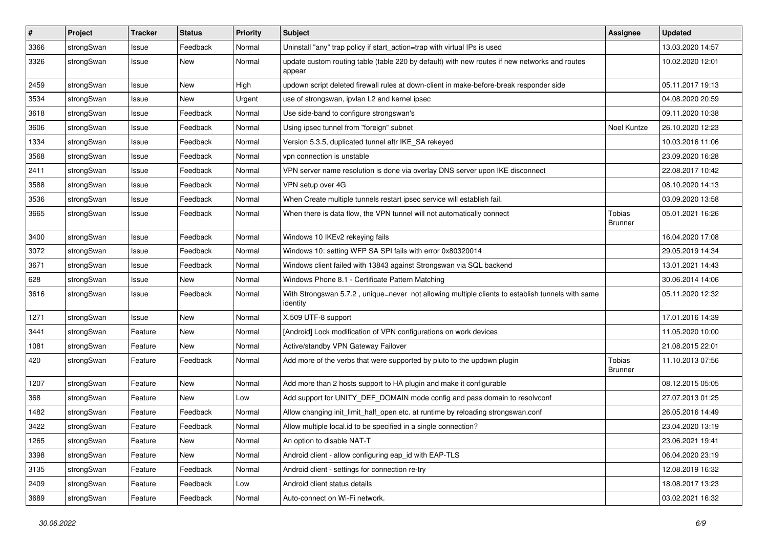| # | Project | Tracker | Status | Priority | Subject | Assignee | Updated |
|---|---|---|---|---|---|---|---|
| 3366 | strongSwan | Issue | Feedback | Normal | Uninstall "any" trap policy if start_action=trap with virtual IPs is used | | 13.03.2020 14:57 |
| 3326 | strongSwan | Issue | New | Normal | update custom routing table (table 220 by default) with new routes if new networks and routes appear | | 10.02.2020 12:01 |
| 2459 | strongSwan | Issue | New | High | updown script deleted firewall rules at down-client in make-before-break responder side | | 05.11.2017 19:13 |
| 3534 | strongSwan | Issue | New | Urgent | use of strongswan, ipvlan L2 and kernel ipsec | | 04.08.2020 20:59 |
| 3618 | strongSwan | Issue | Feedback | Normal | Use side-band to configure strongswan's | | 09.11.2020 10:38 |
| 3606 | strongSwan | Issue | Feedback | Normal | Using ipsec tunnel from "foreign" subnet | Noel Kuntze | 26.10.2020 12:23 |
| 1334 | strongSwan | Issue | Feedback | Normal | Version 5.3.5, duplicated tunnel aftr IKE_SA rekeyed | | 10.03.2016 11:06 |
| 3568 | strongSwan | Issue | Feedback | Normal | vpn connection is unstable | | 23.09.2020 16:28 |
| 2411 | strongSwan | Issue | Feedback | Normal | VPN server name resolution is done via overlay DNS server upon IKE disconnect | | 22.08.2017 10:42 |
| 3588 | strongSwan | Issue | Feedback | Normal | VPN setup over 4G | | 08.10.2020 14:13 |
| 3536 | strongSwan | Issue | Feedback | Normal | When Create multiple tunnels restart ipsec service will establish fail. | | 03.09.2020 13:58 |
| 3665 | strongSwan | Issue | Feedback | Normal | When there is data flow, the VPN tunnel will not automatically connect | Tobias Brunner | 05.01.2021 16:26 |
| 3400 | strongSwan | Issue | Feedback | Normal | Windows 10 IKEv2 rekeying fails | | 16.04.2020 17:08 |
| 3072 | strongSwan | Issue | Feedback | Normal | Windows 10: setting WFP SA SPI fails with error 0x80320014 | | 29.05.2019 14:34 |
| 3671 | strongSwan | Issue | Feedback | Normal | Windows client failed with 13843 against Strongswan via SQL backend | | 13.01.2021 14:43 |
| 628 | strongSwan | Issue | New | Normal | Windows Phone 8.1 - Certificate Pattern Matching | | 30.06.2014 14:06 |
| 3616 | strongSwan | Issue | Feedback | Normal | With Strongswan 5.7.2 , unique=never not allowing multiple clients to establish tunnels with same identity | | 05.11.2020 12:32 |
| 1271 | strongSwan | Issue | New | Normal | X.509 UTF-8 support | | 17.01.2016 14:39 |
| 3441 | strongSwan | Feature | New | Normal | [Android] Lock modification of VPN configurations on work devices | | 11.05.2020 10:00 |
| 1081 | strongSwan | Feature | New | Normal | Active/standby VPN Gateway Failover | | 21.08.2015 22:01 |
| 420 | strongSwan | Feature | Feedback | Normal | Add more of the verbs that were supported by pluto to the updown plugin | Tobias Brunner | 11.10.2013 07:56 |
| 1207 | strongSwan | Feature | New | Normal | Add more than 2 hosts support to HA plugin and make it configurable | | 08.12.2015 05:05 |
| 368 | strongSwan | Feature | New | Low | Add support for UNITY_DEF_DOMAIN mode config and pass domain to resolvconf | | 27.07.2013 01:25 |
| 1482 | strongSwan | Feature | Feedback | Normal | Allow changing init_limit_half_open etc. at runtime by reloading strongswan.conf | | 26.05.2016 14:49 |
| 3422 | strongSwan | Feature | Feedback | Normal | Allow multiple local.id to be specified in a single connection? | | 23.04.2020 13:19 |
| 1265 | strongSwan | Feature | New | Normal | An option to disable NAT-T | | 23.06.2021 19:41 |
| 3398 | strongSwan | Feature | New | Normal | Android client - allow configuring eap_id with EAP-TLS | | 06.04.2020 23:19 |
| 3135 | strongSwan | Feature | Feedback | Normal | Android client - settings for connection re-try | | 12.08.2019 16:32 |
| 2409 | strongSwan | Feature | Feedback | Low | Android client status details | | 18.08.2017 13:23 |
| 3689 | strongSwan | Feature | Feedback | Normal | Auto-connect on Wi-Fi network. | | 03.02.2021 16:32 |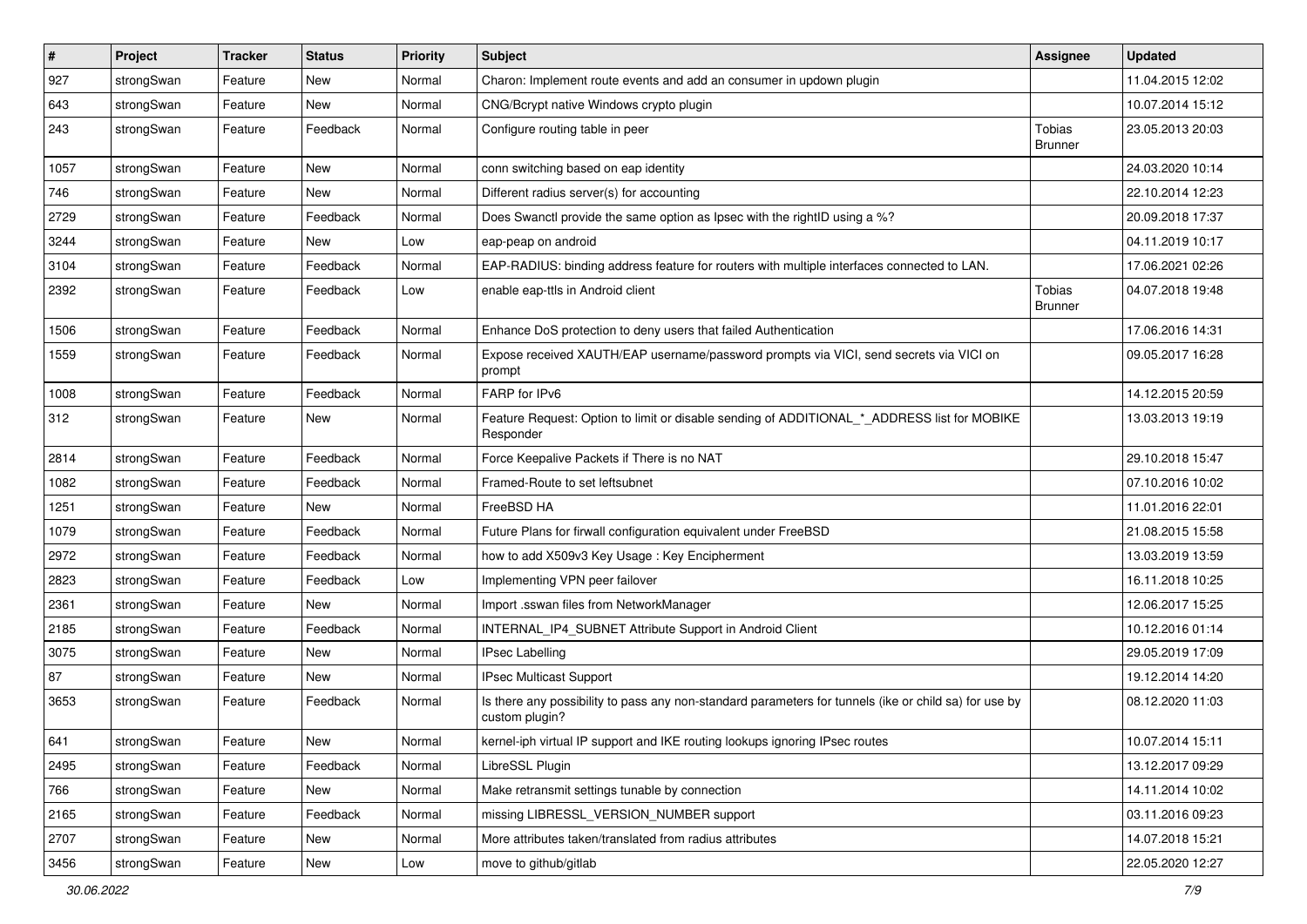| # | Project | Tracker | Status | Priority | Subject | Assignee | Updated |
|---|---|---|---|---|---|---|---|
| 927 | strongSwan | Feature | New | Normal | Charon: Implement route events and add an consumer in updown plugin | | 11.04.2015 12:02 |
| 643 | strongSwan | Feature | New | Normal | CNG/Bcrypt native Windows crypto plugin | | 10.07.2014 15:12 |
| 243 | strongSwan | Feature | Feedback | Normal | Configure routing table in peer | Tobias Brunner | 23.05.2013 20:03 |
| 1057 | strongSwan | Feature | New | Normal | conn switching based on eap identity | | 24.03.2020 10:14 |
| 746 | strongSwan | Feature | New | Normal | Different radius server(s) for accounting | | 22.10.2014 12:23 |
| 2729 | strongSwan | Feature | Feedback | Normal | Does Swanctl provide the same option as Ipsec with the rightID using a %? | | 20.09.2018 17:37 |
| 3244 | strongSwan | Feature | New | Low | eap-peap on android | | 04.11.2019 10:17 |
| 3104 | strongSwan | Feature | Feedback | Normal | EAP-RADIUS: binding address feature for routers with multiple interfaces connected to LAN. | | 17.06.2021 02:26 |
| 2392 | strongSwan | Feature | Feedback | Low | enable eap-ttls in Android client | Tobias Brunner | 04.07.2018 19:48 |
| 1506 | strongSwan | Feature | Feedback | Normal | Enhance DoS protection to deny users that failed Authentication | | 17.06.2016 14:31 |
| 1559 | strongSwan | Feature | Feedback | Normal | Expose received XAUTH/EAP username/password prompts via VICI, send secrets via VICI on prompt | | 09.05.2017 16:28 |
| 1008 | strongSwan | Feature | Feedback | Normal | FARP for IPv6 | | 14.12.2015 20:59 |
| 312 | strongSwan | Feature | New | Normal | Feature Request: Option to limit or disable sending of ADDITIONAL_*_ADDRESS list for MOBIKE Responder | | 13.03.2013 19:19 |
| 2814 | strongSwan | Feature | Feedback | Normal | Force Keepalive Packets if There is no NAT | | 29.10.2018 15:47 |
| 1082 | strongSwan | Feature | Feedback | Normal | Framed-Route to set leftsubnet | | 07.10.2016 10:02 |
| 1251 | strongSwan | Feature | New | Normal | FreeBSD HA | | 11.01.2016 22:01 |
| 1079 | strongSwan | Feature | Feedback | Normal | Future Plans for firwall configuration equivalent under FreeBSD | | 21.08.2015 15:58 |
| 2972 | strongSwan | Feature | Feedback | Normal | how to add X509v3 Key Usage : Key Encipherment | | 13.03.2019 13:59 |
| 2823 | strongSwan | Feature | Feedback | Low | Implementing VPN peer failover | | 16.11.2018 10:25 |
| 2361 | strongSwan | Feature | New | Normal | Import .sswan files from NetworkManager | | 12.06.2017 15:25 |
| 2185 | strongSwan | Feature | Feedback | Normal | INTERNAL_IP4_SUBNET Attribute Support in Android Client | | 10.12.2016 01:14 |
| 3075 | strongSwan | Feature | New | Normal | IPsec Labelling | | 29.05.2019 17:09 |
| 87 | strongSwan | Feature | New | Normal | IPsec Multicast Support | | 19.12.2014 14:20 |
| 3653 | strongSwan | Feature | Feedback | Normal | Is there any possibility to pass any non-standard parameters for tunnels (ike or child sa) for use by custom plugin? | | 08.12.2020 11:03 |
| 641 | strongSwan | Feature | New | Normal | kernel-iph virtual IP support and IKE routing lookups ignoring IPsec routes | | 10.07.2014 15:11 |
| 2495 | strongSwan | Feature | Feedback | Normal | LibreSSL Plugin | | 13.12.2017 09:29 |
| 766 | strongSwan | Feature | New | Normal | Make retransmit settings tunable by connection | | 14.11.2014 10:02 |
| 2165 | strongSwan | Feature | Feedback | Normal | missing LIBRESSL_VERSION_NUMBER support | | 03.11.2016 09:23 |
| 2707 | strongSwan | Feature | New | Normal | More attributes taken/translated from radius attributes | | 14.07.2018 15:21 |
| 3456 | strongSwan | Feature | New | Low | move to github/gitlab | | 22.05.2020 12:27 |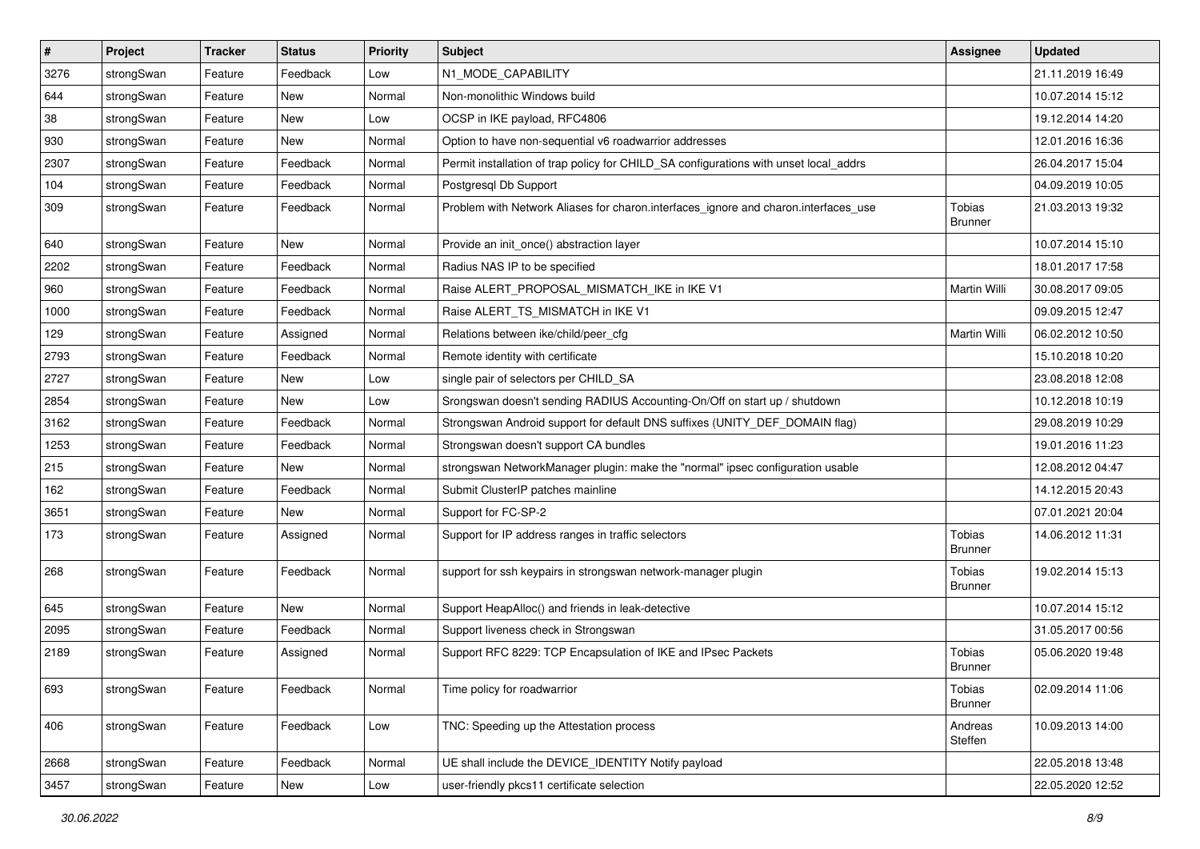| # | Project | Tracker | Status | Priority | Subject | Assignee | Updated |
|---|---|---|---|---|---|---|---|
| 3276 | strongSwan | Feature | Feedback | Low | N1_MODE_CAPABILITY | | 21.11.2019 16:49 |
| 644 | strongSwan | Feature | New | Normal | Non-monolithic Windows build | | 10.07.2014 15:12 |
| 38 | strongSwan | Feature | New | Low | OCSP in IKE payload, RFC4806 | | 19.12.2014 14:20 |
| 930 | strongSwan | Feature | New | Normal | Option to have non-sequential v6 roadwarrior addresses | | 12.01.2016 16:36 |
| 2307 | strongSwan | Feature | Feedback | Normal | Permit installation of trap policy for CHILD_SA configurations with unset local_addrs | | 26.04.2017 15:04 |
| 104 | strongSwan | Feature | Feedback | Normal | Postgresql Db Support | | 04.09.2019 10:05 |
| 309 | strongSwan | Feature | Feedback | Normal | Problem with Network Aliases for charon.interfaces_ignore and charon.interfaces_use | Tobias Brunner | 21.03.2013 19:32 |
| 640 | strongSwan | Feature | New | Normal | Provide an init_once() abstraction layer | | 10.07.2014 15:10 |
| 2202 | strongSwan | Feature | Feedback | Normal | Radius NAS IP to be specified | | 18.01.2017 17:58 |
| 960 | strongSwan | Feature | Feedback | Normal | Raise ALERT_PROPOSAL_MISMATCH_IKE in IKE V1 | Martin Willi | 30.08.2017 09:05 |
| 1000 | strongSwan | Feature | Feedback | Normal | Raise ALERT_TS_MISMATCH in IKE V1 | | 09.09.2015 12:47 |
| 129 | strongSwan | Feature | Assigned | Normal | Relations between ike/child/peer_cfg | Martin Willi | 06.02.2012 10:50 |
| 2793 | strongSwan | Feature | Feedback | Normal | Remote identity with certificate | | 15.10.2018 10:20 |
| 2727 | strongSwan | Feature | New | Low | single pair of selectors per CHILD_SA | | 23.08.2018 12:08 |
| 2854 | strongSwan | Feature | New | Low | Srongswan doesn't sending RADIUS Accounting-On/Off on start up / shutdown | | 10.12.2018 10:19 |
| 3162 | strongSwan | Feature | Feedback | Normal | Strongswan Android support for default DNS suffixes (UNITY_DEF_DOMAIN flag) | | 29.08.2019 10:29 |
| 1253 | strongSwan | Feature | Feedback | Normal | Strongswan doesn't support CA bundles | | 19.01.2016 11:23 |
| 215 | strongSwan | Feature | New | Normal | strongswan NetworkManager plugin: make the "normal" ipsec configuration usable | | 12.08.2012 04:47 |
| 162 | strongSwan | Feature | Feedback | Normal | Submit ClusterIP patches mainline | | 14.12.2015 20:43 |
| 3651 | strongSwan | Feature | New | Normal | Support for FC-SP-2 | | 07.01.2021 20:04 |
| 173 | strongSwan | Feature | Assigned | Normal | Support for IP address ranges in traffic selectors | Tobias Brunner | 14.06.2012 11:31 |
| 268 | strongSwan | Feature | Feedback | Normal | support for ssh keypairs in strongswan network-manager plugin | Tobias Brunner | 19.02.2014 15:13 |
| 645 | strongSwan | Feature | New | Normal | Support HeapAlloc() and friends in leak-detective | | 10.07.2014 15:12 |
| 2095 | strongSwan | Feature | Feedback | Normal | Support liveness check in Strongswan | | 31.05.2017 00:56 |
| 2189 | strongSwan | Feature | Assigned | Normal | Support RFC 8229: TCP Encapsulation of IKE and IPsec Packets | Tobias Brunner | 05.06.2020 19:48 |
| 693 | strongSwan | Feature | Feedback | Normal | Time policy for roadwarrior | Tobias Brunner | 02.09.2014 11:06 |
| 406 | strongSwan | Feature | Feedback | Low | TNC: Speeding up the Attestation process | Andreas Steffen | 10.09.2013 14:00 |
| 2668 | strongSwan | Feature | Feedback | Normal | UE shall include the DEVICE_IDENTITY Notify payload | | 22.05.2018 13:48 |
| 3457 | strongSwan | Feature | New | Low | user-friendly pkcs11 certificate selection | | 22.05.2020 12:52 |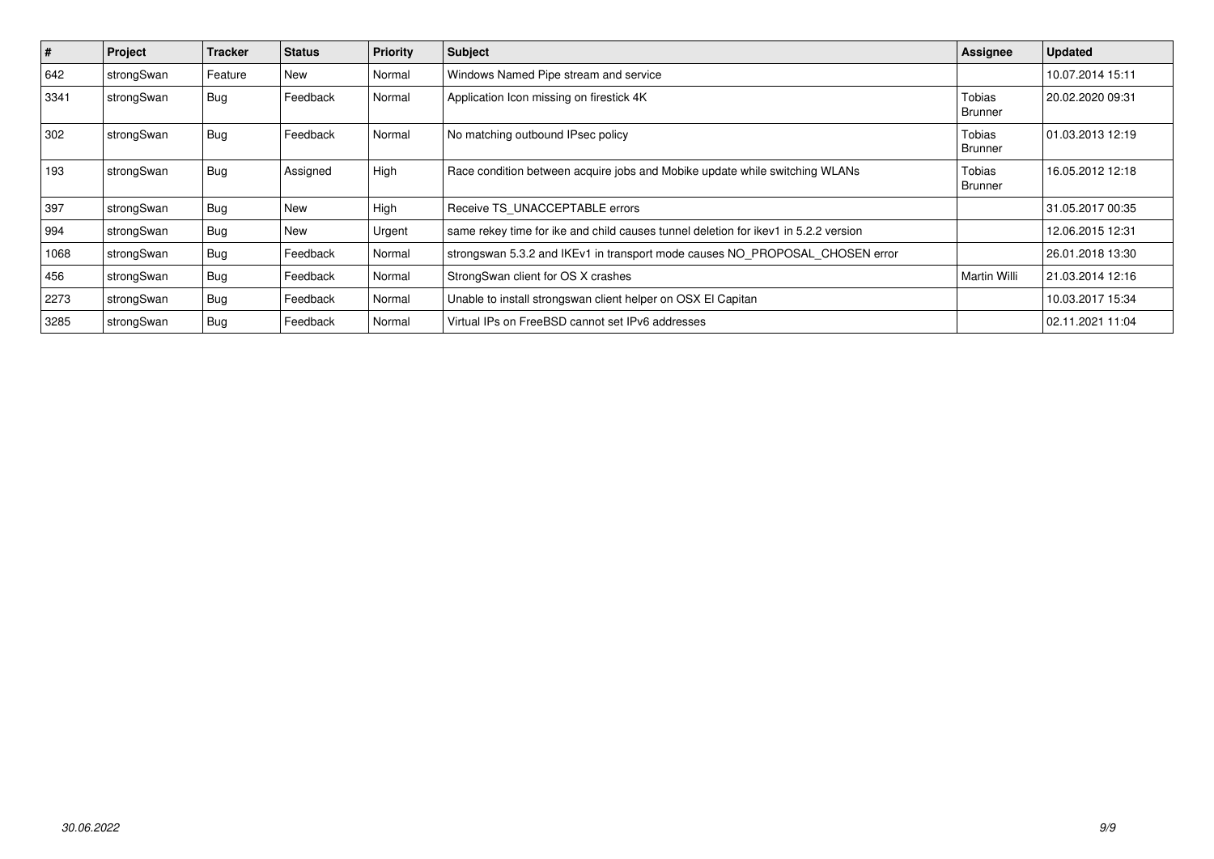| # | Project | Tracker | Status | Priority | Subject | Assignee | Updated |
|---|---|---|---|---|---|---|---|
| 642 | strongSwan | Feature | New | Normal | Windows Named Pipe stream and service | | 10.07.2014 15:11 |
| 3341 | strongSwan | Bug | Feedback | Normal | Application Icon missing on firestick 4K | Tobias Brunner | 20.02.2020 09:31 |
| 302 | strongSwan | Bug | Feedback | Normal | No matching outbound IPsec policy | Tobias Brunner | 01.03.2013 12:19 |
| 193 | strongSwan | Bug | Assigned | High | Race condition between acquire jobs and Mobike update while switching WLANs | Tobias Brunner | 16.05.2012 12:18 |
| 397 | strongSwan | Bug | New | High | Receive TS_UNACCEPTABLE errors | | 31.05.2017 00:35 |
| 994 | strongSwan | Bug | New | Urgent | same rekey time for ike and child causes tunnel deletion for ikev1 in 5.2.2 version | | 12.06.2015 12:31 |
| 1068 | strongSwan | Bug | Feedback | Normal | strongswan 5.3.2 and IKEv1 in transport mode causes NO_PROPOSAL_CHOSEN error | | 26.01.2018 13:30 |
| 456 | strongSwan | Bug | Feedback | Normal | StrongSwan client for OS X crashes | Martin Willi | 21.03.2014 12:16 |
| 2273 | strongSwan | Bug | Feedback | Normal | Unable to install strongswan client helper on OSX El Capitan | | 10.03.2017 15:34 |
| 3285 | strongSwan | Bug | Feedback | Normal | Virtual IPs on FreeBSD cannot set IPv6 addresses | | 02.11.2021 11:04 |